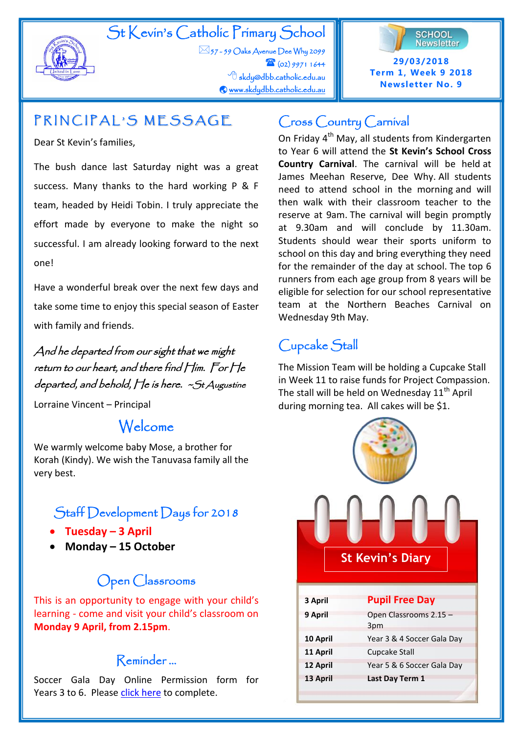# St Kevin's Catholic Primary School

57 - 59 Oaks Avenue Dee Why 2099
(02) 9971 1644
skdy@dbb.catholic.edu.au
www.skdydbb.catholic.edu.au

SCHOOL Newsletter

**29/03/2018**
**Term 1, Week 9 2018**
**Newsletter No. 9**

## PRINCIPAL'S MESSAGE

Dear St Kevin's families,

The bush dance last Saturday night was a great success. Many thanks to the hard working P & F team, headed by Heidi Tobin. I truly appreciate the effort made by everyone to make the night so successful. I am already looking forward to the next one!

Have a wonderful break over the next few days and take some time to enjoy this special season of Easter with family and friends.

*And he departed from our sight that we might return to our heart, and there find Him. For He departed, and behold, He is here. ~St Augustine*

Lorraine Vincent – Principal

## Welcome

We warmly welcome baby Mose, a brother for Korah (Kindy). We wish the Tanuvasa family all the very best.

## Staff Development Days for 2018

- **Tuesday – 3 April**
- **Monday – 15 October**

## Open Classrooms

This is an opportunity to engage with your child's learning - come and visit your child's classroom on **Monday 9 April, from 2.15pm**.

## Reminder ...

Soccer Gala Day Online Permission form for Years 3 to 6. Please click here to complete.

## Cross Country Carnival

On Friday 4th May, all students from Kindergarten to Year 6 will attend the **St Kevin's School Cross Country Carnival**. The carnival will be held at James Meehan Reserve, Dee Why. All students need to attend school in the morning and will then walk with their classroom teacher to the reserve at 9am. The carnival will begin promptly at 9.30am and will conclude by 11.30am. Students should wear their sports uniform to school on this day and bring everything they need for the remainder of the day at school. The top 6 runners from each age group from 8 years will be eligible for selection for our school representative team at the Northern Beaches Carnival on Wednesday 9th May.

## Cupcake Stall

The Mission Team will be holding a Cupcake Stall in Week 11 to raise funds for Project Compassion. The stall will be held on Wednesday 11th April during morning tea. All cakes will be $1.

## St Kevin's Diary

| Date | Event |
|---|---|
| **3 April** | **Pupil Free Day** |
| **9 April** | Open Classrooms 2.15 – 3pm |
| **10 April** | Year 3 & 4 Soccer Gala Day |
| **11 April** | Cupcake Stall |
| **12 April** | Year 5 & 6 Soccer Gala Day |
| **13 April** | **Last Day Term 1** |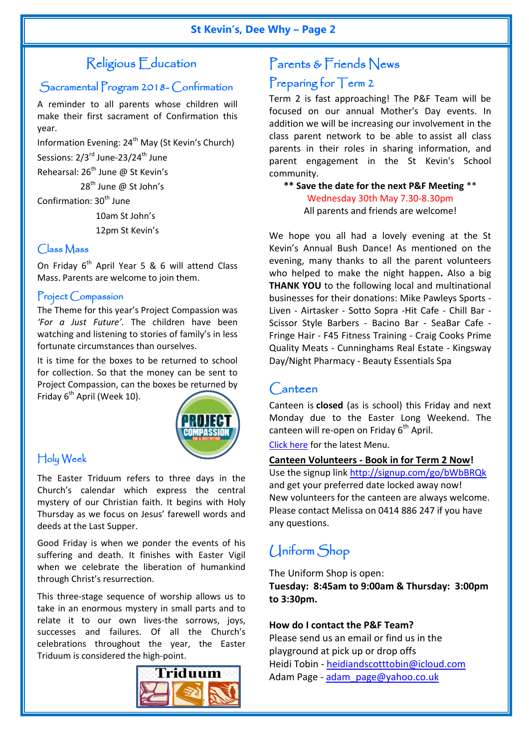# Religious Education

## Sacramental Program 2018- Confirmation

A reminder to all parents whose children will make their first sacrament of Confirmation this year.

Information Evening: 24th May (St Kevin's Church)

Sessions: 2/3rd June-23/24th June

Rehearsal: 26th June @ St Kevin's

28th June @ St John's

Confirmation: 30th June

10am St John's

12pm St Kevin's

## Class Mass

On Friday 6th April Year 5 & 6 will attend Class Mass. Parents are welcome to join them.

## Project Compassion

The Theme for this year's Project Compassion was *'For a Just Future'.* The children have been watching and listening to stories of family's in less fortunate circumstances than ourselves.

It is time for the boxes to be returned to school for collection. So that the money can be sent to Project Compassion, can the boxes be returned by Friday 6th April (Week 10).

## Holy Week

The Easter Triduum refers to three days in the Church's calendar which express the central mystery of our Christian faith. It begins with Holy Thursday as we focus on Jesus' farewell words and deeds at the Last Supper.

Good Friday is when we ponder the events of his suffering and death. It finishes with Easter Vigil when we celebrate the liberation of humankind through Christ's resurrection.

This three-stage sequence of worship allows us to take in an enormous mystery in small parts and to relate it to our own lives-the sorrows, joys, successes and failures. Of all the Church's celebrations throughout the year, the Easter Triduum is considered the high-point.

# Parents & Friends News

## Preparing for Term 2

Term 2 is fast approaching! The P&F Team will be focused on our annual Mother's Day events. In addition we will be increasing our involvement in the class parent network to be able to assist all class parents in their roles in sharing information, and parent engagement in the St Kevin's School community.

**\*\* Save the date for the next P&F Meeting \*\***

Wednesday 30th May 7.30-8.30pm

All parents and friends are welcome!

We hope you all had a lovely evening at the St Kevin's Annual Bush Dance! As mentioned on the evening, many thanks to all the parent volunteers who helped to make the night happen**.** Also a big **THANK YOU** to the following local and multinational businesses for their donations: Mike Pawleys Sports - Liven - Airtasker - Sotto Sopra -Hit Cafe - Chill Bar - Scissor Style Barbers - Bacino Bar - SeaBar Cafe - Fringe Hair - F45 Fitness Training - Craig Cooks Prime Quality Meats - Cunninghams Real Estate - Kingsway Day/Night Pharmacy - Beauty Essentials Spa

# Canteen

Canteen is **closed** (as is school) this Friday and next Monday due to the Easter Long Weekend. The canteen will re-open on Friday 6th April.

Click here for the latest Menu.

**Canteen Volunteers - Book in for Term 2 Now!**

Use the signup link http://signup.com/go/bWbBRQk and get your preferred date locked away now!

New volunteers for the canteen are always welcome. Please contact Melissa on 0414 886 247 if you have any questions.

# Uniform Shop

The Uniform Shop is open:

**Tuesday: 8:45am to 9:00am & Thursday: 3:00pm to 3:30pm.**

**How do I contact the P&F Team?**

Please send us an email or find us in the playground at pick up or drop offs

Heidi Tobin - heidiandscotttobin@icloud.com

Adam Page - adam_page@yahoo.co.uk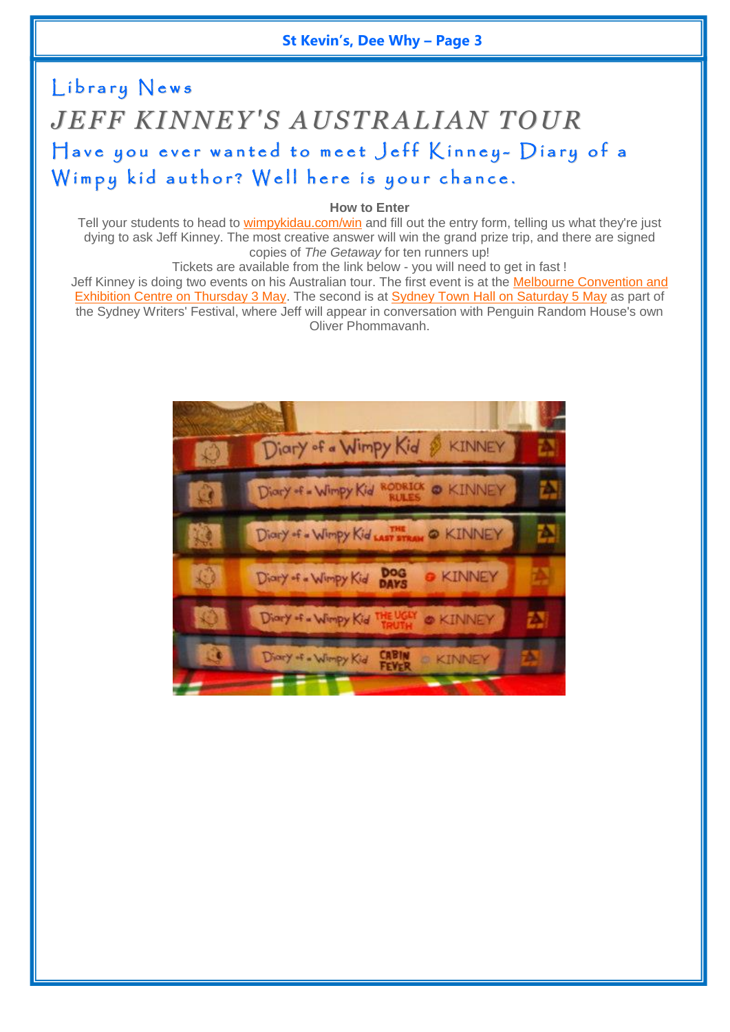## Library News

# *JEFF KINNEY'S AUSTRALIAN TOUR*

## Have you ever wanted to meet Jeff Kinney- Diary of a Wimpy kid author? Well here is your chance.

**How to Enter**

Tell your students to head to wimpykidau.com/win and fill out the entry form, telling us what they're just dying to ask Jeff Kinney. The most creative answer will win the grand prize trip, and there are signed copies of *The Getaway* for ten runners up!

Tickets are available from the link below - you will need to get in fast !

Jeff Kinney is doing two events on his Australian tour. The first event is at the Melbourne Convention and Exhibition Centre on Thursday 3 May. The second is at Sydney Town Hall on Saturday 5 May as part of the Sydney Writers' Festival, where Jeff will appear in conversation with Penguin Random House's own Oliver Phommavanh.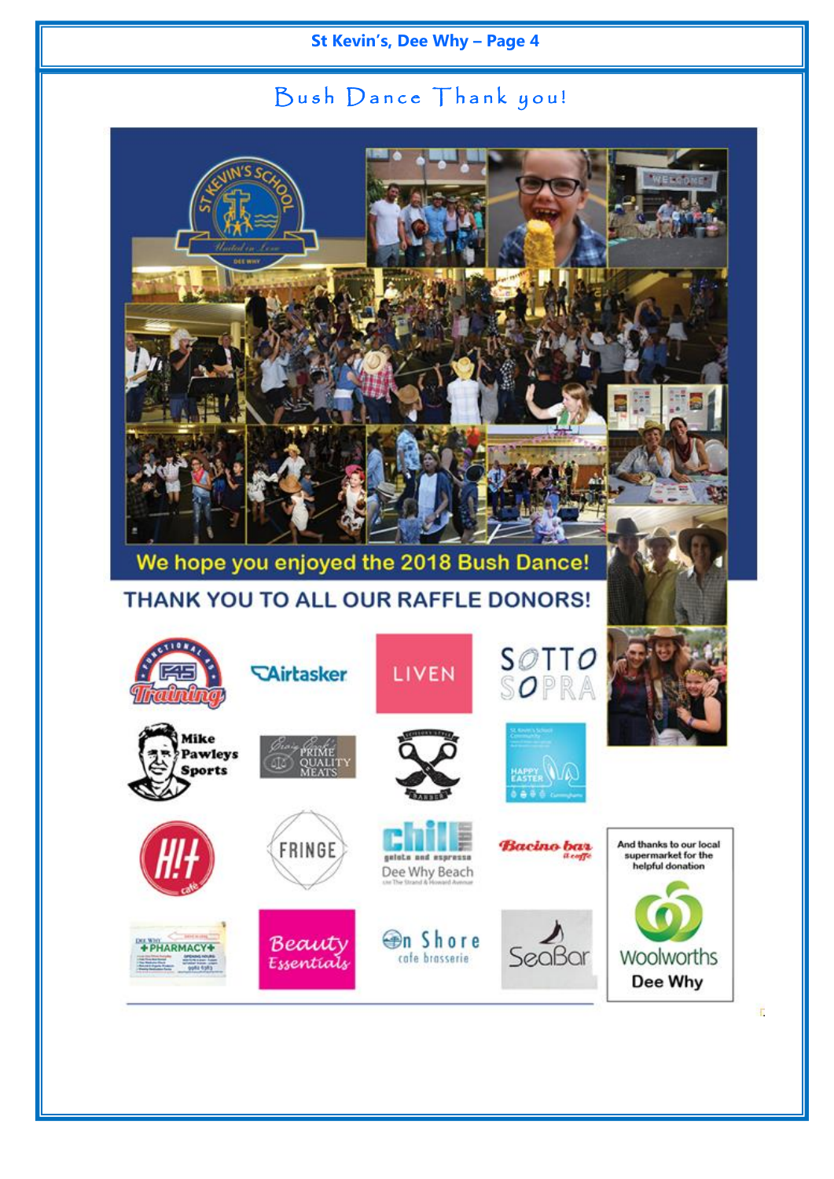# Bush Dance Thank you!

We hope you enjoyed the 2018 Bush Dance!

## THANK YOU TO ALL OUR RAFFLE DONORS!

And thanks to our local supermarket for the helpful donation

Woolworths Dee Why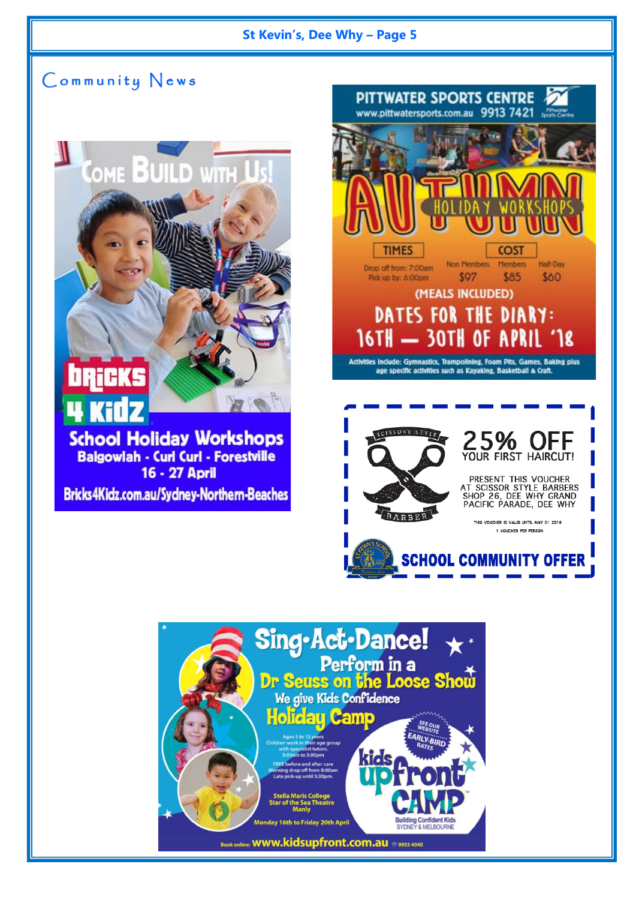## Community News

**Come Build with Us!**

**Bricks 4 Kidz**

**School Holiday Workshops**
Balgowlah - Curl Curl - Forestville
16 - 27 April
Bricks4Kidz.com.au/Sydney-Northern-Beaches

**PITTWATER SPORTS CENTRE**
www.pittwatersports.com.au 9913 7421

**AUTUMN HOLIDAY WORKSHOPS**

| TIMES | COST | | |
|---|---|---|---|
| Drop off from: 7:00am | Non Members | Members | Half-Day |
| Pick up by: 6:00pm | $97 | $85 | $60 |

(MEALS INCLUDED)

**DATES FOR THE DIARY: 16TH — 30TH OF APRIL '18**

Activities Include: Gymnastics, Trampolining, Foam Pits, Games, Baking plus age specific activities such as Kayaking, Basketball & Craft.

**Scissor Style Barber**

**25% OFF YOUR FIRST HAIRCUT!**

PRESENT THIS VOUCHER AT SCISSOR STYLE BARBERS SHOP 26, DEE WHY GRAND PACIFIC PARADE, DEE WHY

THIS VOUCHER IS VALID UNTIL MAY 31 2018
1 VOUCHER PER PERSON

**SCHOOL COMMUNITY OFFER**

**Sing·Act·Dance!**
**Perform in a Dr Seuss on the Loose Show**
We give Kids Confidence
**Holiday Camp**

Ages 5 to 13 years
Children work in their age group with specialist tutors.
9:00am to 3:00pm

FREE before and after care
Morning drop off from 8:00am
Late pick-up until 5:30pm.

Stella Maris College
Star of the Sea Theatre
Manly

Monday 16th to Friday 20th April

SEE OUR WEBSITE EARLY-BIRD RATES

**kids upfront CAMP**
Building Confident Kids
SYDNEY & MELBOURNE

Book online: www.kidsupfront.com.au 9953 4040